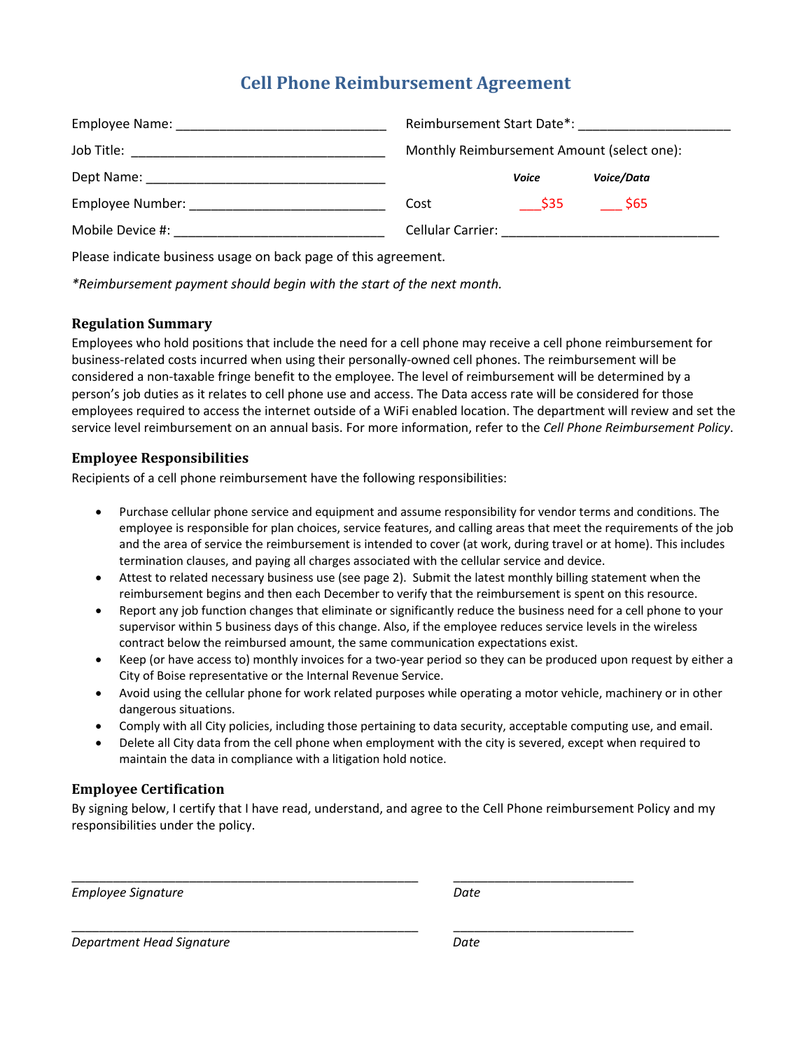# Cell Phone Reimbursement Agreement

Employee Name: ______________________________

Job Title: ____________________________________

Dept Name: __________________________________

Employee Number: ____________________________

Mobile Device #: ______________________________

Reimbursement Start Date*: _____________________

Monthly Reimbursement Amount (select one):

| | *Voice* | *Voice/Data* |
|---|---|---|
| Cost | ___$35 | ___ $65 |

Cellular Carrier: _______________________________

Please indicate business usage on back page of this agreement.

*\*Reimbursement payment should begin with the start of the next month.*

## Regulation Summary

Employees who hold positions that include the need for a cell phone may receive a cell phone reimbursement for business-related costs incurred when using their personally-owned cell phones. The reimbursement will be considered a non-taxable fringe benefit to the employee. The level of reimbursement will be determined by a person's job duties as it relates to cell phone use and access. The Data access rate will be considered for those employees required to access the internet outside of a WiFi enabled location. The department will review and set the service level reimbursement on an annual basis. For more information, refer to the *Cell Phone Reimbursement Policy*.

## Employee Responsibilities

Recipients of a cell phone reimbursement have the following responsibilities:

- Purchase cellular phone service and equipment and assume responsibility for vendor terms and conditions. The employee is responsible for plan choices, service features, and calling areas that meet the requirements of the job and the area of service the reimbursement is intended to cover (at work, during travel or at home). This includes termination clauses, and paying all charges associated with the cellular service and device.
- Attest to related necessary business use (see page 2). Submit the latest monthly billing statement when the reimbursement begins and then each December to verify that the reimbursement is spent on this resource.
- Report any job function changes that eliminate or significantly reduce the business need for a cell phone to your supervisor within 5 business days of this change. Also, if the employee reduces service levels in the wireless contract below the reimbursed amount, the same communication expectations exist.
- Keep (or have access to) monthly invoices for a two-year period so they can be produced upon request by either a City of Boise representative or the Internal Revenue Service.
- Avoid using the cellular phone for work related purposes while operating a motor vehicle, machinery or in other dangerous situations.
- Comply with all City policies, including those pertaining to data security, acceptable computing use, and email.
- Delete all City data from the cell phone when employment with the city is severed, except when required to maintain the data in compliance with a litigation hold notice.

## Employee Certification

By signing below, I certify that I have read, understand, and agree to the Cell Phone reimbursement Policy and my responsibilities under the policy.

_____________________________________________ ________________________

*Employee Signature* *Date*

_____________________________________________ ________________________

*Department Head Signature* *Date*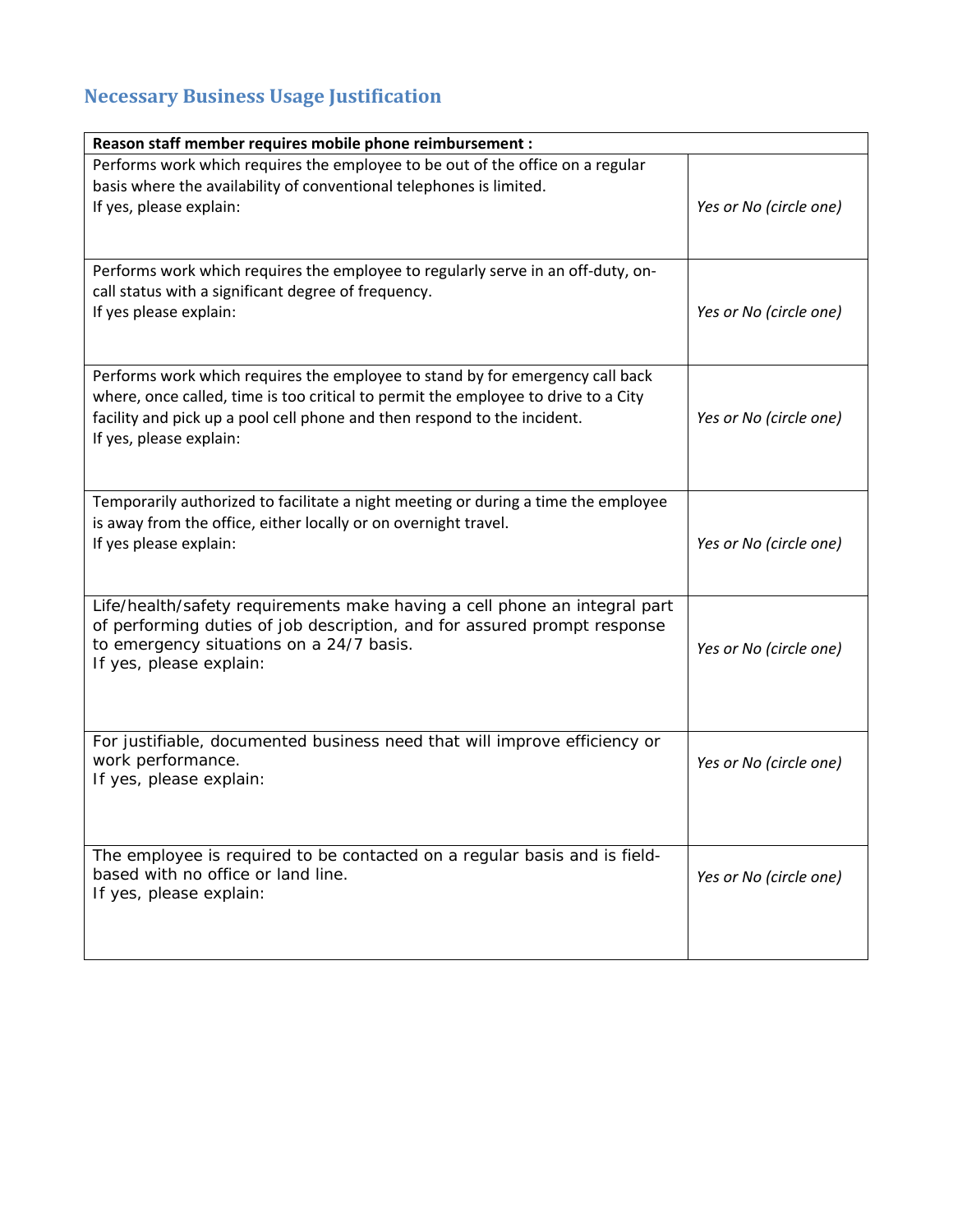## Necessary Business Usage Justification

| Reason staff member requires mobile phone reimbursement : | |
|---|---|
| Performs work which requires the employee to be out of the office on a regular basis where the availability of conventional telephones is limited.<br>If yes, please explain: | *Yes or No (circle one)* |
| Performs work which requires the employee to regularly serve in an off-duty, on-call status with a significant degree of frequency.<br>If yes please explain: | *Yes or No (circle one)* |
| Performs work which requires the employee to stand by for emergency call back where, once called, time is too critical to permit the employee to drive to a City facility and pick up a pool cell phone and then respond to the incident.<br>If yes, please explain: | *Yes or No (circle one)* |
| Temporarily authorized to facilitate a night meeting or during a time the employee is away from the office, either locally or on overnight travel.<br>If yes please explain: | *Yes or No (circle one)* |
| Life/health/safety requirements make having a cell phone an integral part of performing duties of job description, and for assured prompt response to emergency situations on a 24/7 basis.<br>If yes, please explain: | *Yes or No (circle one)* |
| For justifiable, documented business need that will improve efficiency or work performance.<br>If yes, please explain: | *Yes or No (circle one)* |
| The employee is required to be contacted on a regular basis and is field-based with no office or land line.<br>If yes, please explain: | *Yes or No (circle one)* |